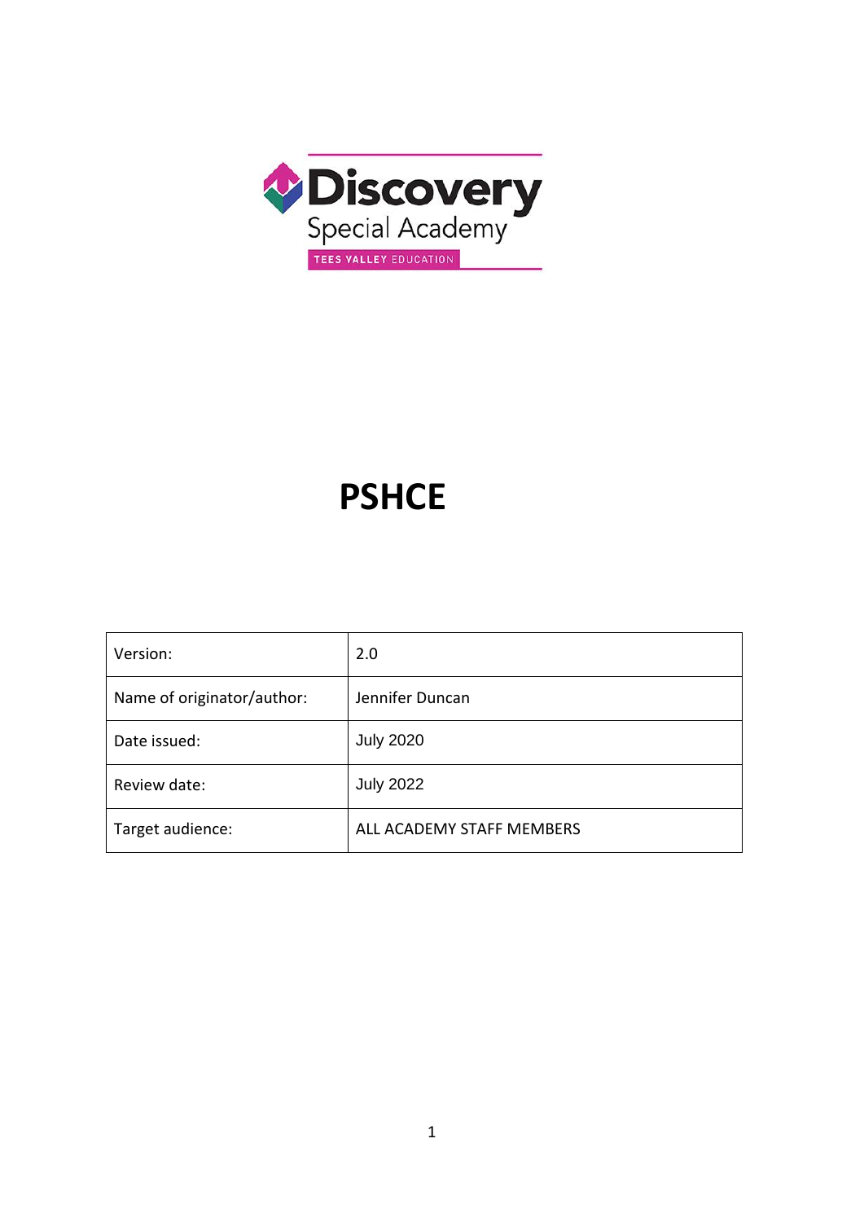Discovery
Special Academy
TEES VALLEY EDUCATION

# PSHCE

| Version: | 2.0 |
| --- | --- |
| Name of originator/author: | Jennifer Duncan |
| Date issued: | July 2020 |
| Review date: | July 2022 |
| Target audience: | ALL ACADEMY STAFF MEMBERS |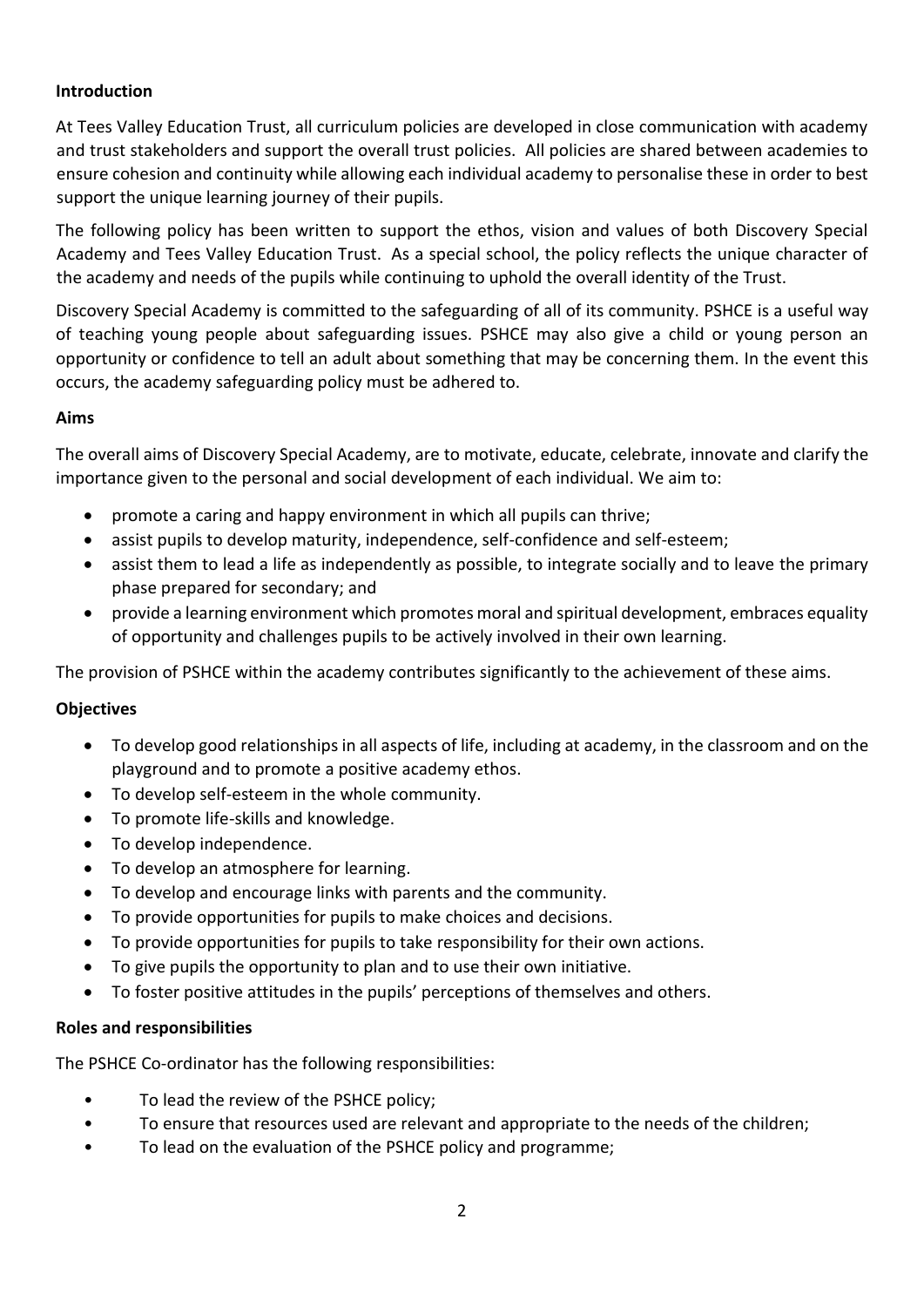**Introduction**

At Tees Valley Education Trust, all curriculum policies are developed in close communication with academy and trust stakeholders and support the overall trust policies. All policies are shared between academies to ensure cohesion and continuity while allowing each individual academy to personalise these in order to best support the unique learning journey of their pupils.

The following policy has been written to support the ethos, vision and values of both Discovery Special Academy and Tees Valley Education Trust. As a special school, the policy reflects the unique character of the academy and needs of the pupils while continuing to uphold the overall identity of the Trust.

Discovery Special Academy is committed to the safeguarding of all of its community. PSHCE is a useful way of teaching young people about safeguarding issues. PSHCE may also give a child or young person an opportunity or confidence to tell an adult about something that may be concerning them. In the event this occurs, the academy safeguarding policy must be adhered to.

**Aims**

The overall aims of Discovery Special Academy, are to motivate, educate, celebrate, innovate and clarify the importance given to the personal and social development of each individual. We aim to:

- promote a caring and happy environment in which all pupils can thrive;
- assist pupils to develop maturity, independence, self-confidence and self-esteem;
- assist them to lead a life as independently as possible, to integrate socially and to leave the primary phase prepared for secondary; and
- provide a learning environment which promotes moral and spiritual development, embraces equality of opportunity and challenges pupils to be actively involved in their own learning.

The provision of PSHCE within the academy contributes significantly to the achievement of these aims.

**Objectives**

- To develop good relationships in all aspects of life, including at academy, in the classroom and on the playground and to promote a positive academy ethos.
- To develop self-esteem in the whole community.
- To promote life-skills and knowledge.
- To develop independence.
- To develop an atmosphere for learning.
- To develop and encourage links with parents and the community.
- To provide opportunities for pupils to make choices and decisions.
- To provide opportunities for pupils to take responsibility for their own actions.
- To give pupils the opportunity to plan and to use their own initiative.
- To foster positive attitudes in the pupils' perceptions of themselves and others.

**Roles and responsibilities**

The PSHCE Co-ordinator has the following responsibilities:

- To lead the review of the PSHCE policy;
- To ensure that resources used are relevant and appropriate to the needs of the children;
- To lead on the evaluation of the PSHCE policy and programme;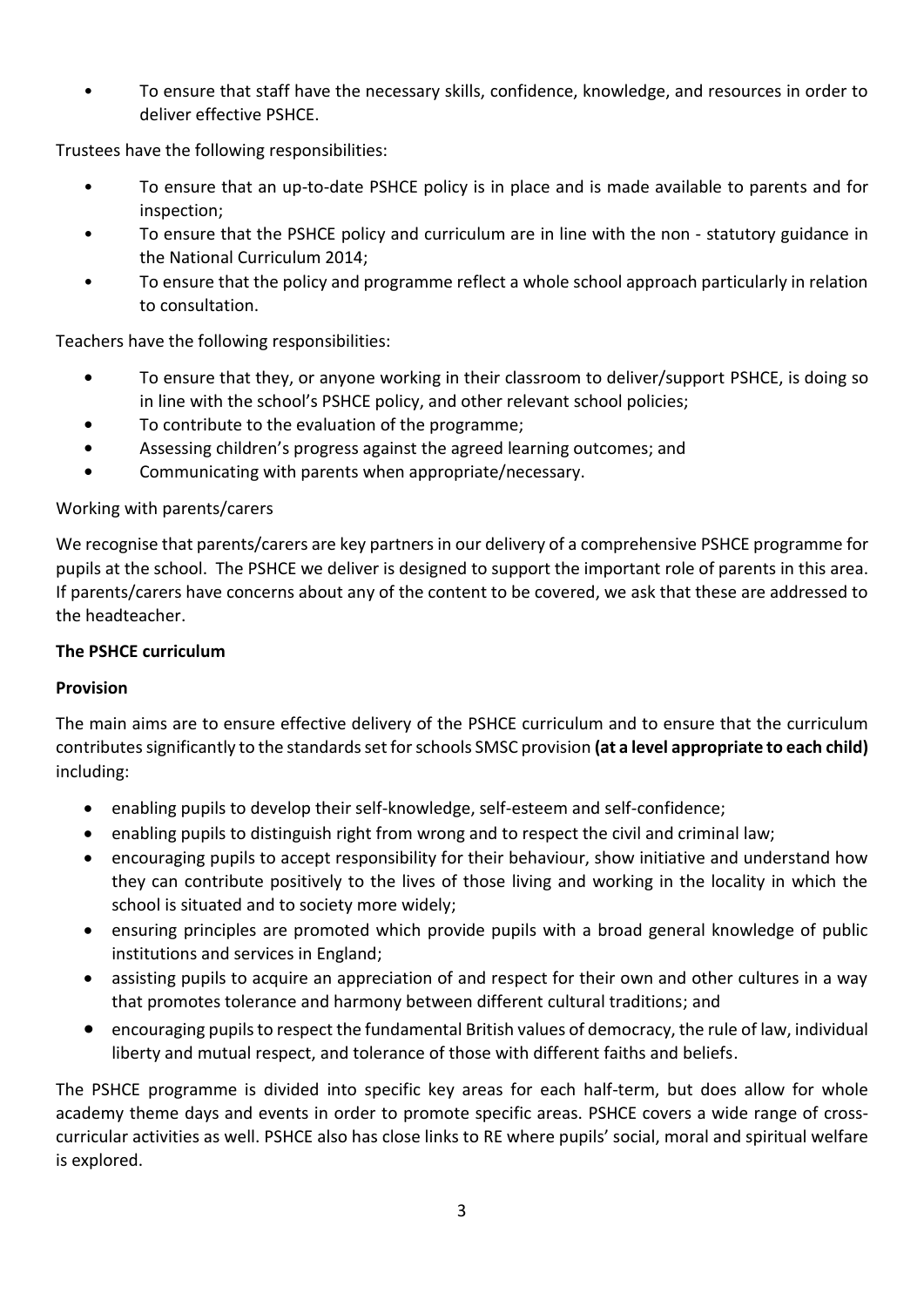- To ensure that staff have the necessary skills, confidence, knowledge, and resources in order to deliver effective PSHCE.

Trustees have the following responsibilities:

- To ensure that an up-to-date PSHCE policy is in place and is made available to parents and for inspection;
- To ensure that the PSHCE policy and curriculum are in line with the non - statutory guidance in the National Curriculum 2014;
- To ensure that the policy and programme reflect a whole school approach particularly in relation to consultation.

Teachers have the following responsibilities:

- To ensure that they, or anyone working in their classroom to deliver/support PSHCE, is doing so in line with the school's PSHCE policy, and other relevant school policies;
- To contribute to the evaluation of the programme;
- Assessing children's progress against the agreed learning outcomes; and
- Communicating with parents when appropriate/necessary.

Working with parents/carers

We recognise that parents/carers are key partners in our delivery of a comprehensive PSHCE programme for pupils at the school. The PSHCE we deliver is designed to support the important role of parents in this area. If parents/carers have concerns about any of the content to be covered, we ask that these are addressed to the headteacher.

**The PSHCE curriculum**

**Provision**

The main aims are to ensure effective delivery of the PSHCE curriculum and to ensure that the curriculum contributes significantly to the standards set for schools SMSC provision **(at a level appropriate to each child)** including:

- enabling pupils to develop their self-knowledge, self-esteem and self-confidence;
- enabling pupils to distinguish right from wrong and to respect the civil and criminal law;
- encouraging pupils to accept responsibility for their behaviour, show initiative and understand how they can contribute positively to the lives of those living and working in the locality in which the school is situated and to society more widely;
- ensuring principles are promoted which provide pupils with a broad general knowledge of public institutions and services in England;
- assisting pupils to acquire an appreciation of and respect for their own and other cultures in a way that promotes tolerance and harmony between different cultural traditions; and
- encouraging pupils to respect the fundamental British values of democracy, the rule of law, individual liberty and mutual respect, and tolerance of those with different faiths and beliefs.

The PSHCE programme is divided into specific key areas for each half-term, but does allow for whole academy theme days and events in order to promote specific areas. PSHCE covers a wide range of cross-curricular activities as well. PSHCE also has close links to RE where pupils' social, moral and spiritual welfare is explored.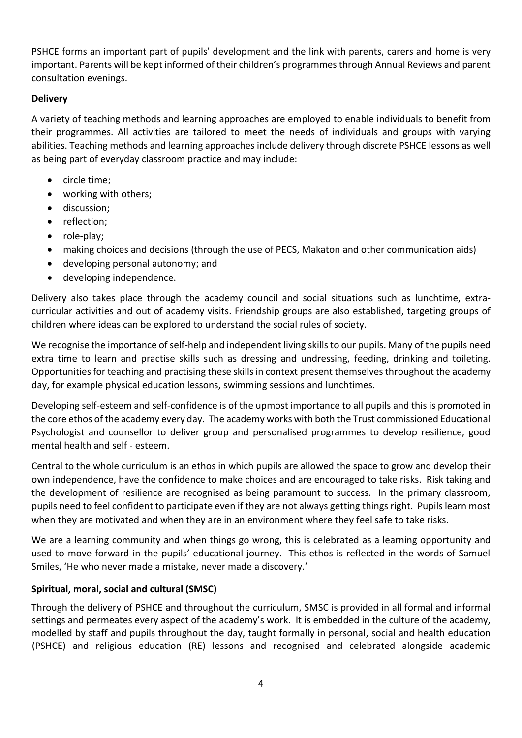PSHCE forms an important part of pupils' development and the link with parents, carers and home is very important. Parents will be kept informed of their children's programmes through Annual Reviews and parent consultation evenings.

**Delivery**

A variety of teaching methods and learning approaches are employed to enable individuals to benefit from their programmes. All activities are tailored to meet the needs of individuals and groups with varying abilities. Teaching methods and learning approaches include delivery through discrete PSHCE lessons as well as being part of everyday classroom practice and may include:

- circle time;
- working with others;
- discussion;
- reflection;
- role-play;
- making choices and decisions (through the use of PECS, Makaton and other communication aids)
- developing personal autonomy; and
- developing independence.

Delivery also takes place through the academy council and social situations such as lunchtime, extra-curricular activities and out of academy visits. Friendship groups are also established, targeting groups of children where ideas can be explored to understand the social rules of society.

We recognise the importance of self-help and independent living skills to our pupils. Many of the pupils need extra time to learn and practise skills such as dressing and undressing, feeding, drinking and toileting. Opportunities for teaching and practising these skills in context present themselves throughout the academy day, for example physical education lessons, swimming sessions and lunchtimes.

Developing self-esteem and self-confidence is of the upmost importance to all pupils and this is promoted in the core ethos of the academy every day. The academy works with both the Trust commissioned Educational Psychologist and counsellor to deliver group and personalised programmes to develop resilience, good mental health and self - esteem.

Central to the whole curriculum is an ethos in which pupils are allowed the space to grow and develop their own independence, have the confidence to make choices and are encouraged to take risks. Risk taking and the development of resilience are recognised as being paramount to success. In the primary classroom, pupils need to feel confident to participate even if they are not always getting things right. Pupils learn most when they are motivated and when they are in an environment where they feel safe to take risks.

We are a learning community and when things go wrong, this is celebrated as a learning opportunity and used to move forward in the pupils' educational journey. This ethos is reflected in the words of Samuel Smiles, 'He who never made a mistake, never made a discovery.'

**Spiritual, moral, social and cultural (SMSC)**

Through the delivery of PSHCE and throughout the curriculum, SMSC is provided in all formal and informal settings and permeates every aspect of the academy's work. It is embedded in the culture of the academy, modelled by staff and pupils throughout the day, taught formally in personal, social and health education (PSHCE) and religious education (RE) lessons and recognised and celebrated alongside academic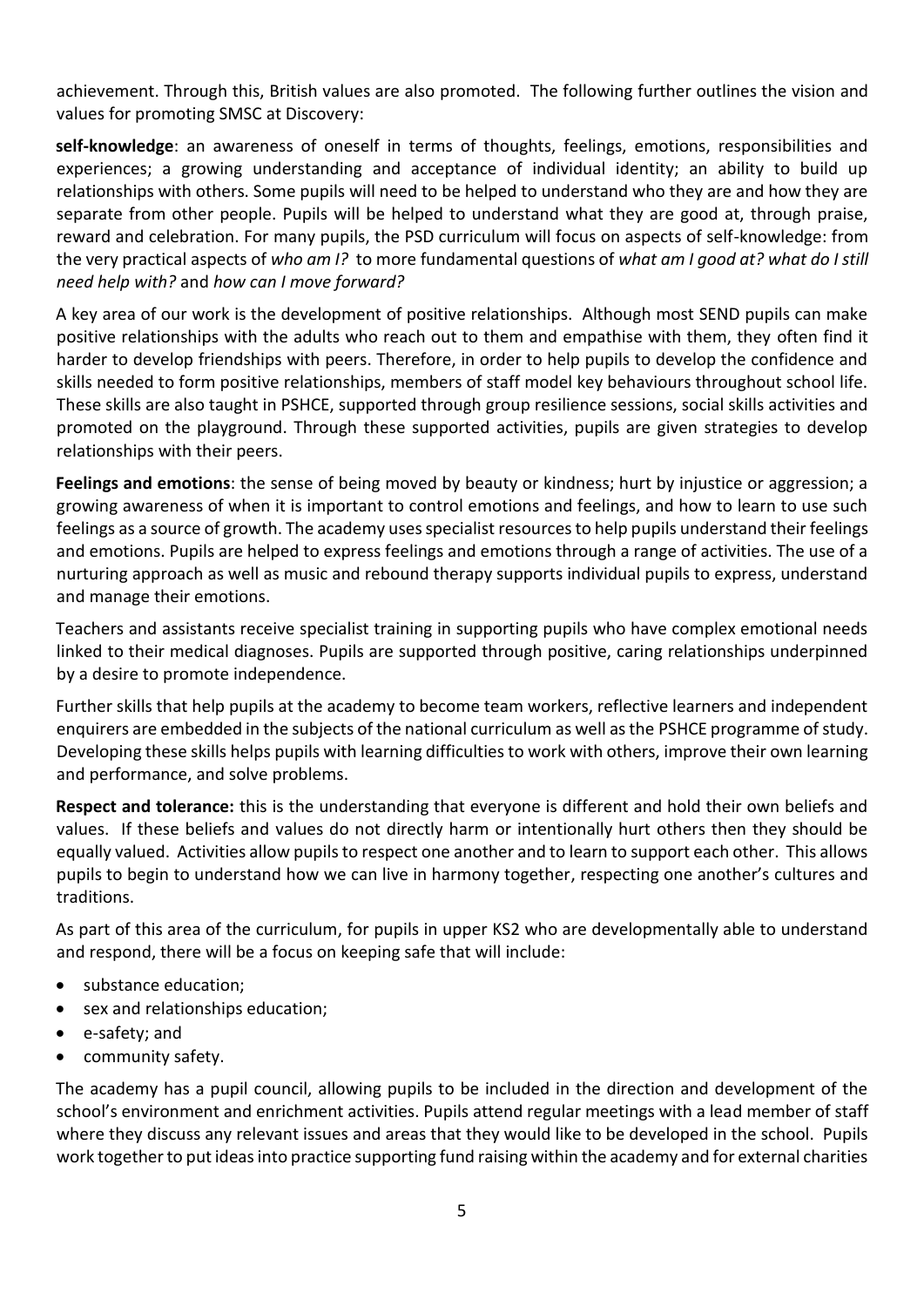achievement. Through this, British values are also promoted. The following further outlines the vision and values for promoting SMSC at Discovery:

**self-knowledge**: an awareness of oneself in terms of thoughts, feelings, emotions, responsibilities and experiences; a growing understanding and acceptance of individual identity; an ability to build up relationships with others. Some pupils will need to be helped to understand who they are and how they are separate from other people. Pupils will be helped to understand what they are good at, through praise, reward and celebration. For many pupils, the PSD curriculum will focus on aspects of self-knowledge: from the very practical aspects of *who am I?* to more fundamental questions of *what am I good at? what do I still need help with?* and *how can I move forward?*

A key area of our work is the development of positive relationships. Although most SEND pupils can make positive relationships with the adults who reach out to them and empathise with them, they often find it harder to develop friendships with peers. Therefore, in order to help pupils to develop the confidence and skills needed to form positive relationships, members of staff model key behaviours throughout school life. These skills are also taught in PSHCE, supported through group resilience sessions, social skills activities and promoted on the playground. Through these supported activities, pupils are given strategies to develop relationships with their peers.

**Feelings and emotions**: the sense of being moved by beauty or kindness; hurt by injustice or aggression; a growing awareness of when it is important to control emotions and feelings, and how to learn to use such feelings as a source of growth. The academy uses specialist resources to help pupils understand their feelings and emotions. Pupils are helped to express feelings and emotions through a range of activities. The use of a nurturing approach as well as music and rebound therapy supports individual pupils to express, understand and manage their emotions.

Teachers and assistants receive specialist training in supporting pupils who have complex emotional needs linked to their medical diagnoses. Pupils are supported through positive, caring relationships underpinned by a desire to promote independence.

Further skills that help pupils at the academy to become team workers, reflective learners and independent enquirers are embedded in the subjects of the national curriculum as well as the PSHCE programme of study. Developing these skills helps pupils with learning difficulties to work with others, improve their own learning and performance, and solve problems.

**Respect and tolerance:** this is the understanding that everyone is different and hold their own beliefs and values. If these beliefs and values do not directly harm or intentionally hurt others then they should be equally valued. Activities allow pupils to respect one another and to learn to support each other. This allows pupils to begin to understand how we can live in harmony together, respecting one another's cultures and traditions.

As part of this area of the curriculum, for pupils in upper KS2 who are developmentally able to understand and respond, there will be a focus on keeping safe that will include:

- substance education;
- sex and relationships education;
- e-safety; and
- community safety.

The academy has a pupil council, allowing pupils to be included in the direction and development of the school's environment and enrichment activities. Pupils attend regular meetings with a lead member of staff where they discuss any relevant issues and areas that they would like to be developed in the school. Pupils work together to put ideas into practice supporting fund raising within the academy and for external charities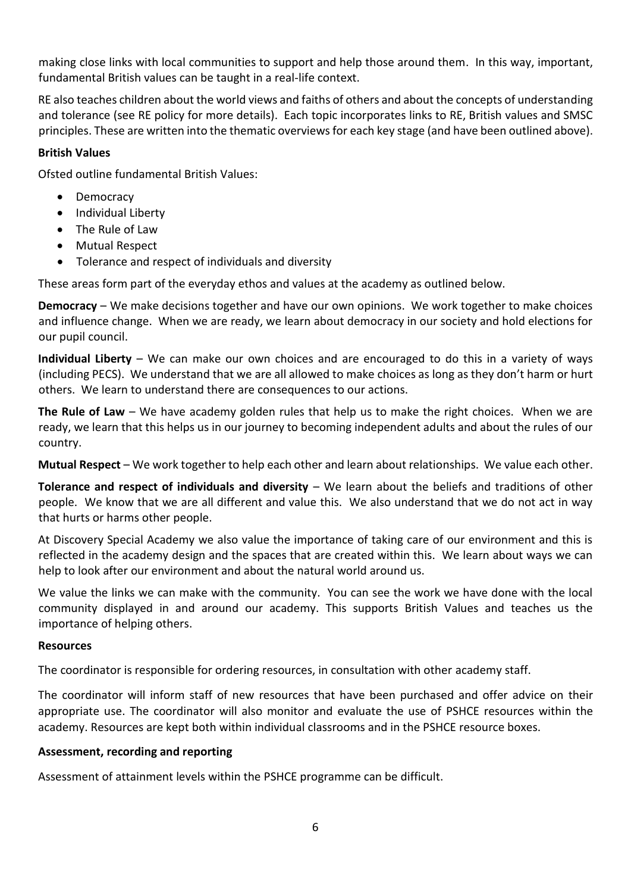making close links with local communities to support and help those around them. In this way, important, fundamental British values can be taught in a real-life context.

RE also teaches children about the world views and faiths of others and about the concepts of understanding and tolerance (see RE policy for more details). Each topic incorporates links to RE, British values and SMSC principles. These are written into the thematic overviews for each key stage (and have been outlined above).

**British Values**

Ofsted outline fundamental British Values:

- Democracy
- Individual Liberty
- The Rule of Law
- Mutual Respect
- Tolerance and respect of individuals and diversity

These areas form part of the everyday ethos and values at the academy as outlined below.

**Democracy** – We make decisions together and have our own opinions. We work together to make choices and influence change. When we are ready, we learn about democracy in our society and hold elections for our pupil council.

**Individual Liberty** – We can make our own choices and are encouraged to do this in a variety of ways (including PECS). We understand that we are all allowed to make choices as long as they don't harm or hurt others. We learn to understand there are consequences to our actions.

**The Rule of Law** – We have academy golden rules that help us to make the right choices. When we are ready, we learn that this helps us in our journey to becoming independent adults and about the rules of our country.

**Mutual Respect** – We work together to help each other and learn about relationships. We value each other.

**Tolerance and respect of individuals and diversity** – We learn about the beliefs and traditions of other people. We know that we are all different and value this. We also understand that we do not act in way that hurts or harms other people.

At Discovery Special Academy we also value the importance of taking care of our environment and this is reflected in the academy design and the spaces that are created within this. We learn about ways we can help to look after our environment and about the natural world around us.

We value the links we can make with the community. You can see the work we have done with the local community displayed in and around our academy. This supports British Values and teaches us the importance of helping others.

**Resources**

The coordinator is responsible for ordering resources, in consultation with other academy staff.

The coordinator will inform staff of new resources that have been purchased and offer advice on their appropriate use. The coordinator will also monitor and evaluate the use of PSHCE resources within the academy. Resources are kept both within individual classrooms and in the PSHCE resource boxes.

**Assessment, recording and reporting**

Assessment of attainment levels within the PSHCE programme can be difficult.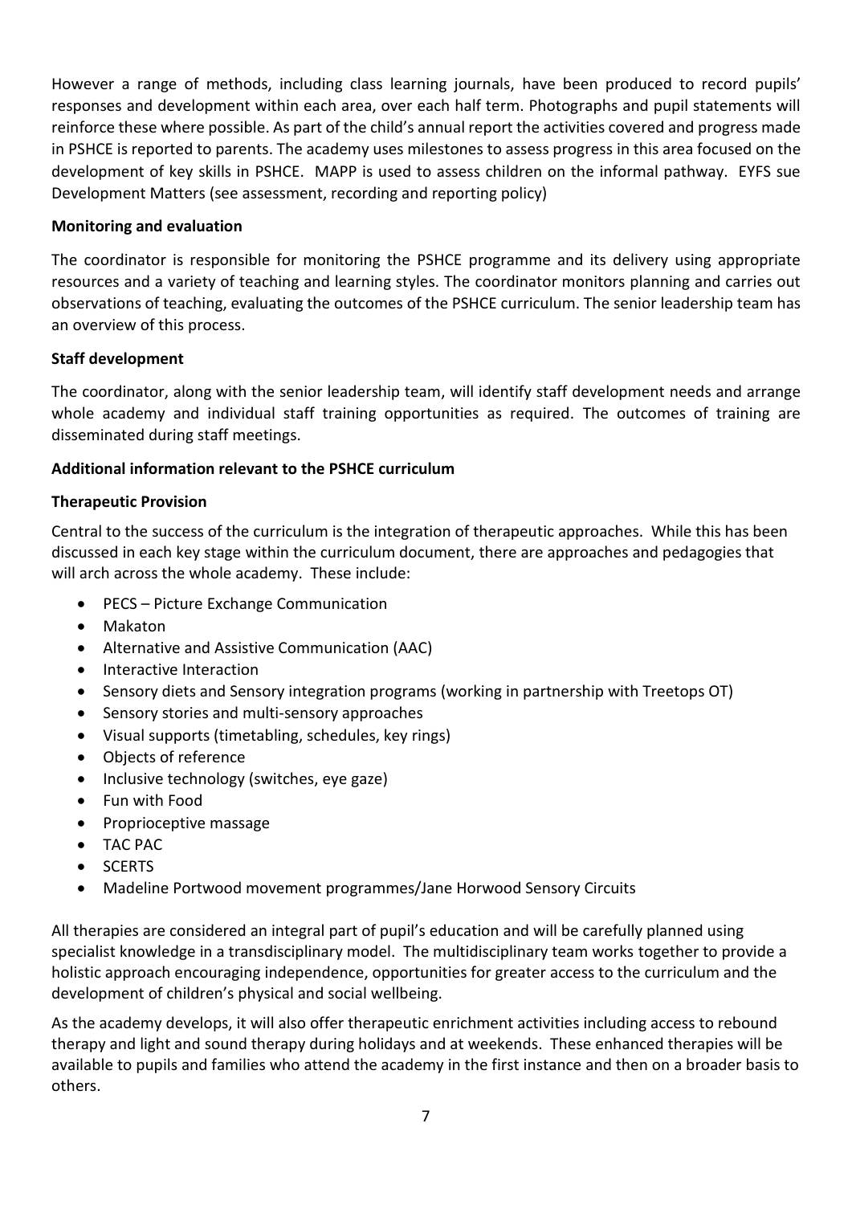However a range of methods, including class learning journals, have been produced to record pupils' responses and development within each area, over each half term. Photographs and pupil statements will reinforce these where possible. As part of the child's annual report the activities covered and progress made in PSHCE is reported to parents. The academy uses milestones to assess progress in this area focused on the development of key skills in PSHCE. MAPP is used to assess children on the informal pathway. EYFS sue Development Matters (see assessment, recording and reporting policy)

**Monitoring and evaluation**

The coordinator is responsible for monitoring the PSHCE programme and its delivery using appropriate resources and a variety of teaching and learning styles. The coordinator monitors planning and carries out observations of teaching, evaluating the outcomes of the PSHCE curriculum. The senior leadership team has an overview of this process.

**Staff development**

The coordinator, along with the senior leadership team, will identify staff development needs and arrange whole academy and individual staff training opportunities as required. The outcomes of training are disseminated during staff meetings.

**Additional information relevant to the PSHCE curriculum**

**Therapeutic Provision**

Central to the success of the curriculum is the integration of therapeutic approaches. While this has been discussed in each key stage within the curriculum document, there are approaches and pedagogies that will arch across the whole academy. These include:

- PECS – Picture Exchange Communication
- Makaton
- Alternative and Assistive Communication (AAC)
- Interactive Interaction
- Sensory diets and Sensory integration programs (working in partnership with Treetops OT)
- Sensory stories and multi-sensory approaches
- Visual supports (timetabling, schedules, key rings)
- Objects of reference
- Inclusive technology (switches, eye gaze)
- Fun with Food
- Proprioceptive massage
- TAC PAC
- SCERTS
- Madeline Portwood movement programmes/Jane Horwood Sensory Circuits

All therapies are considered an integral part of pupil's education and will be carefully planned using specialist knowledge in a transdisciplinary model. The multidisciplinary team works together to provide a holistic approach encouraging independence, opportunities for greater access to the curriculum and the development of children's physical and social wellbeing.

As the academy develops, it will also offer therapeutic enrichment activities including access to rebound therapy and light and sound therapy during holidays and at weekends. These enhanced therapies will be available to pupils and families who attend the academy in the first instance and then on a broader basis to others.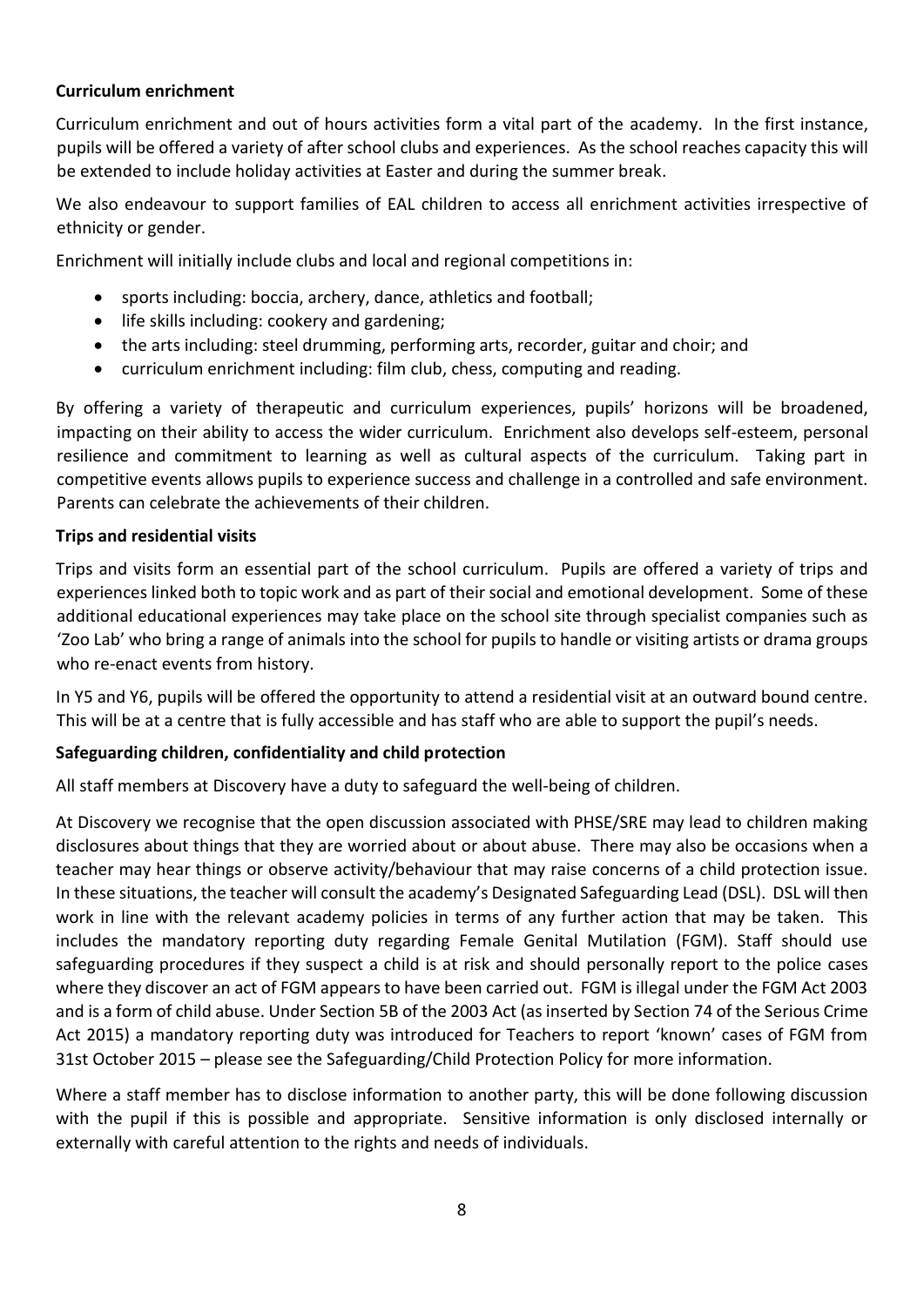**Curriculum enrichment**

Curriculum enrichment and out of hours activities form a vital part of the academy. In the first instance, pupils will be offered a variety of after school clubs and experiences. As the school reaches capacity this will be extended to include holiday activities at Easter and during the summer break.

We also endeavour to support families of EAL children to access all enrichment activities irrespective of ethnicity or gender.

Enrichment will initially include clubs and local and regional competitions in:

- sports including: boccia, archery, dance, athletics and football;
- life skills including: cookery and gardening;
- the arts including: steel drumming, performing arts, recorder, guitar and choir; and
- curriculum enrichment including: film club, chess, computing and reading.

By offering a variety of therapeutic and curriculum experiences, pupils' horizons will be broadened, impacting on their ability to access the wider curriculum. Enrichment also develops self-esteem, personal resilience and commitment to learning as well as cultural aspects of the curriculum. Taking part in competitive events allows pupils to experience success and challenge in a controlled and safe environment. Parents can celebrate the achievements of their children.

**Trips and residential visits**

Trips and visits form an essential part of the school curriculum. Pupils are offered a variety of trips and experiences linked both to topic work and as part of their social and emotional development. Some of these additional educational experiences may take place on the school site through specialist companies such as 'Zoo Lab' who bring a range of animals into the school for pupils to handle or visiting artists or drama groups who re-enact events from history.

In Y5 and Y6, pupils will be offered the opportunity to attend a residential visit at an outward bound centre. This will be at a centre that is fully accessible and has staff who are able to support the pupil's needs.

**Safeguarding children, confidentiality and child protection**

All staff members at Discovery have a duty to safeguard the well-being of children.

At Discovery we recognise that the open discussion associated with PHSE/SRE may lead to children making disclosures about things that they are worried about or about abuse. There may also be occasions when a teacher may hear things or observe activity/behaviour that may raise concerns of a child protection issue. In these situations, the teacher will consult the academy's Designated Safeguarding Lead (DSL). DSL will then work in line with the relevant academy policies in terms of any further action that may be taken. This includes the mandatory reporting duty regarding Female Genital Mutilation (FGM). Staff should use safeguarding procedures if they suspect a child is at risk and should personally report to the police cases where they discover an act of FGM appears to have been carried out. FGM is illegal under the FGM Act 2003 and is a form of child abuse. Under Section 5B of the 2003 Act (as inserted by Section 74 of the Serious Crime Act 2015) a mandatory reporting duty was introduced for Teachers to report 'known' cases of FGM from 31st October 2015 – please see the Safeguarding/Child Protection Policy for more information.

Where a staff member has to disclose information to another party, this will be done following discussion with the pupil if this is possible and appropriate. Sensitive information is only disclosed internally or externally with careful attention to the rights and needs of individuals.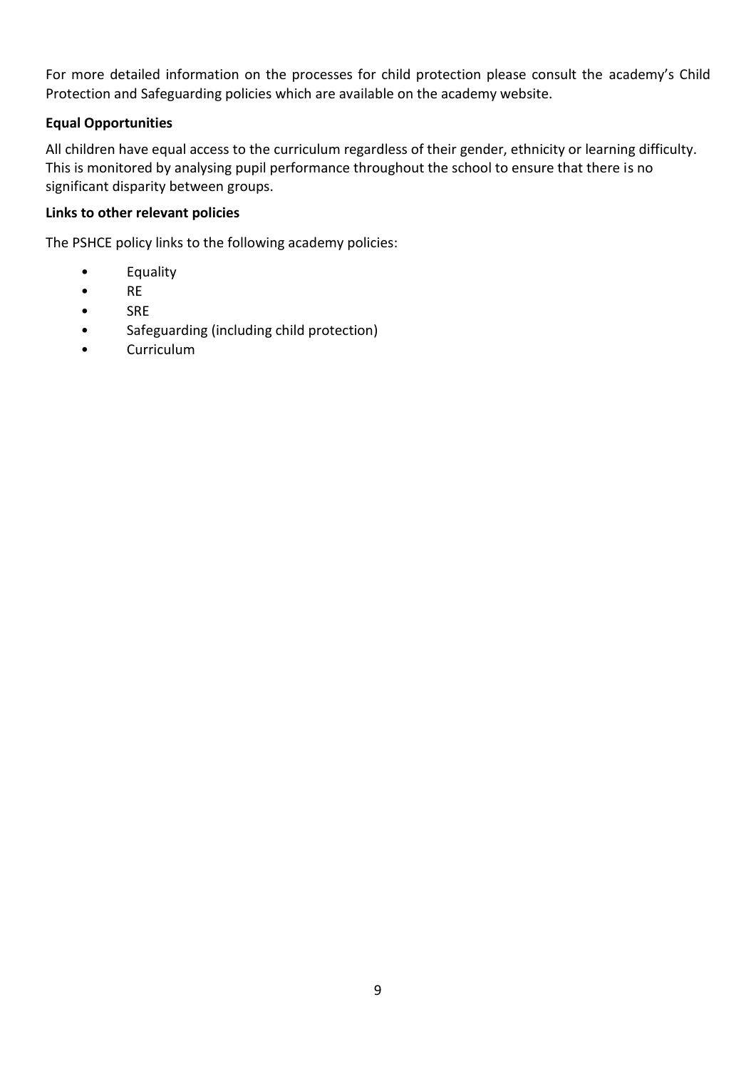For more detailed information on the processes for child protection please consult the academy's Child Protection and Safeguarding policies which are available on the academy website.

**Equal Opportunities**

All children have equal access to the curriculum regardless of their gender, ethnicity or learning difficulty. This is monitored by analysing pupil performance throughout the school to ensure that there is no significant disparity between groups.

**Links to other relevant policies**

The PSHCE policy links to the following academy policies:

- Equality
- RE
- SRE
- Safeguarding (including child protection)
- Curriculum